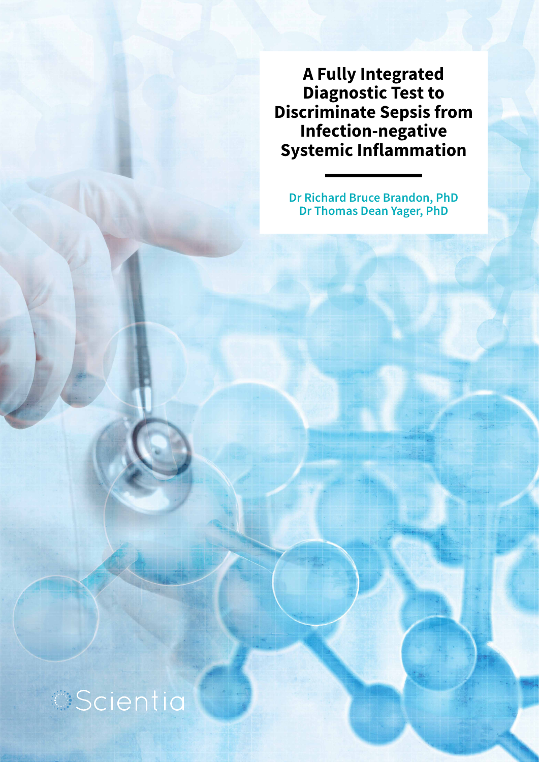# A Fully Integrated Diagnostic Test to Discriminate Sepsis from Infection-negative Systemic Inflammation

Dr Richard Bruce Brandon, PhD
Dr Thomas Dean Yager, PhD

Scientia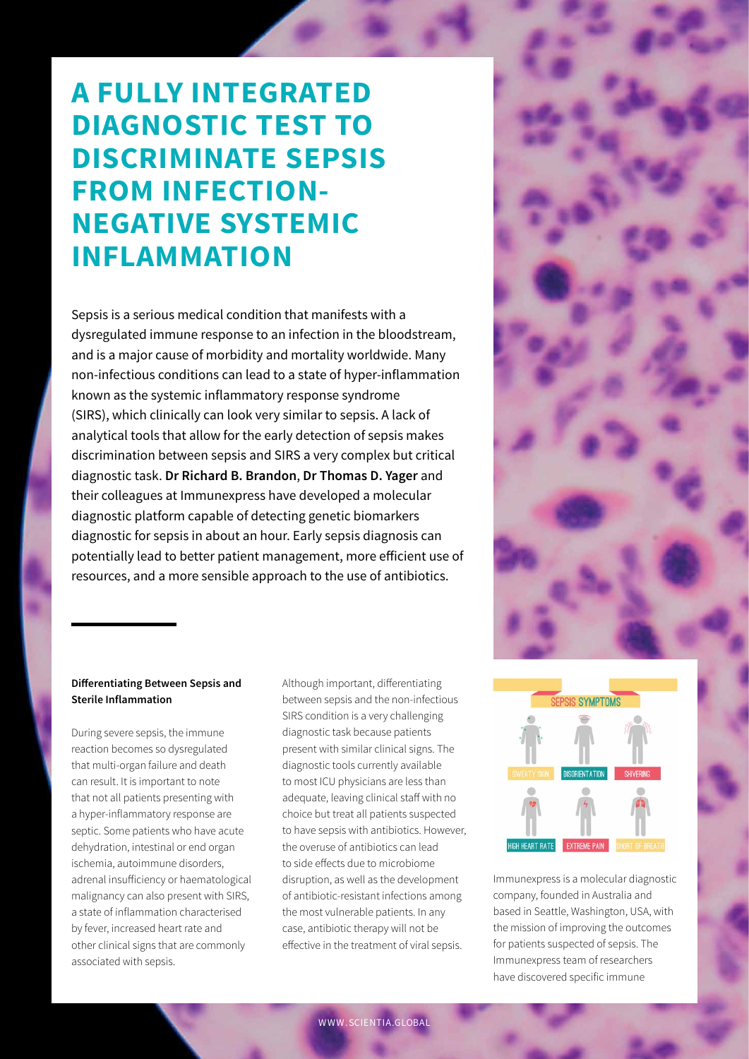# A FULLY INTEGRATED DIAGNOSTIC TEST TO DISCRIMINATE SEPSIS FROM INFECTION-NEGATIVE SYSTEMIC INFLAMMATION

Sepsis is a serious medical condition that manifests with a dysregulated immune response to an infection in the bloodstream, and is a major cause of morbidity and mortality worldwide. Many non-infectious conditions can lead to a state of hyper-inflammation known as the systemic inflammatory response syndrome (SIRS), which clinically can look very similar to sepsis. A lack of analytical tools that allow for the early detection of sepsis makes discrimination between sepsis and SIRS a very complex but critical diagnostic task. **Dr Richard B. Brandon**, **Dr Thomas D. Yager** and their colleagues at Immunexpress have developed a molecular diagnostic platform capable of detecting genetic biomarkers diagnostic for sepsis in about an hour. Early sepsis diagnosis can potentially lead to better patient management, more efficient use of resources, and a more sensible approach to the use of antibiotics.

**Differentiating Between Sepsis and Sterile Inflammation**

During severe sepsis, the immune reaction becomes so dysregulated that multi-organ failure and death can result. It is important to note that not all patients presenting with a hyper-inflammatory response are septic. Some patients who have acute dehydration, intestinal or end organ ischemia, autoimmune disorders, adrenal insufficiency or haematological malignancy can also present with SIRS, a state of inflammation characterised by fever, increased heart rate and other clinical signs that are commonly associated with sepsis.

Although important, differentiating between sepsis and the non-infectious SIRS condition is a very challenging diagnostic task because patients present with similar clinical signs. The diagnostic tools currently available to most ICU physicians are less than adequate, leaving clinical staff with no choice but treat all patients suspected to have sepsis with antibiotics. However, the overuse of antibiotics can lead to side effects due to microbiome disruption, as well as the development of antibiotic-resistant infections among the most vulnerable patients. In any case, antibiotic therapy will not be effective in the treatment of viral sepsis.

SEPSIS SYMPTOMS

SWEATY SKIN · DISORIENTATION · SHIVERING · HIGH HEART RATE · EXTREME PAIN · SHORT OF BREATH

Immunexpress is a molecular diagnostic company, founded in Australia and based in Seattle, Washington, USA, with the mission of improving the outcomes for patients suspected of sepsis. The Immunexpress team of researchers have discovered specific immune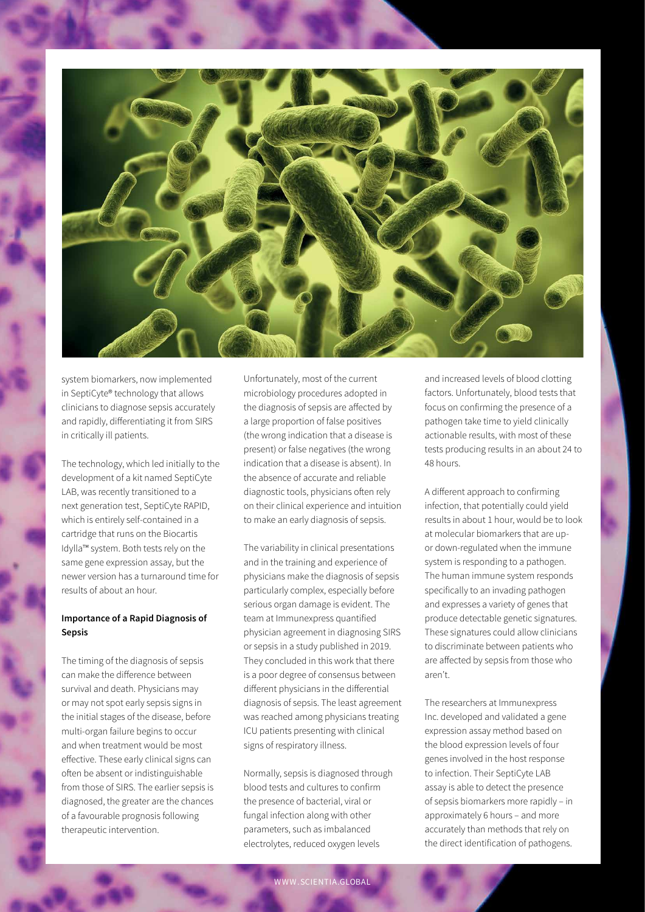system biomarkers, now implemented in SeptiCyte® technology that allows clinicians to diagnose sepsis accurately and rapidly, differentiating it from SIRS in critically ill patients.

The technology, which led initially to the development of a kit named SeptiCyte LAB, was recently transitioned to a next generation test, SeptiCyte RAPID, which is entirely self-contained in a cartridge that runs on the Biocartis Idylla™ system. Both tests rely on the same gene expression assay, but the newer version has a turnaround time for results of about an hour.

**Importance of a Rapid Diagnosis of Sepsis**

The timing of the diagnosis of sepsis can make the difference between survival and death. Physicians may or may not spot early sepsis signs in the initial stages of the disease, before multi-organ failure begins to occur and when treatment would be most effective. These early clinical signs can often be absent or indistinguishable from those of SIRS. The earlier sepsis is diagnosed, the greater are the chances of a favourable prognosis following therapeutic intervention.

Unfortunately, most of the current microbiology procedures adopted in the diagnosis of sepsis are affected by a large proportion of false positives (the wrong indication that a disease is present) or false negatives (the wrong indication that a disease is absent). In the absence of accurate and reliable diagnostic tools, physicians often rely on their clinical experience and intuition to make an early diagnosis of sepsis.

The variability in clinical presentations and in the training and experience of physicians make the diagnosis of sepsis particularly complex, especially before serious organ damage is evident. The team at Immunexpress quantified physician agreement in diagnosing SIRS or sepsis in a study published in 2019. They concluded in this work that there is a poor degree of consensus between different physicians in the differential diagnosis of sepsis. The least agreement was reached among physicians treating ICU patients presenting with clinical signs of respiratory illness.

Normally, sepsis is diagnosed through blood tests and cultures to confirm the presence of bacterial, viral or fungal infection along with other parameters, such as imbalanced electrolytes, reduced oxygen levels and increased levels of blood clotting factors. Unfortunately, blood tests that focus on confirming the presence of a pathogen take time to yield clinically actionable results, with most of these tests producing results in an about 24 to 48 hours.

A different approach to confirming infection, that potentially could yield results in about 1 hour, would be to look at molecular biomarkers that are up- or down-regulated when the immune system is responding to a pathogen. The human immune system responds specifically to an invading pathogen and expresses a variety of genes that produce detectable genetic signatures. These signatures could allow clinicians to discriminate between patients who are affected by sepsis from those who aren't.

The researchers at Immunexpress Inc. developed and validated a gene expression assay method based on the blood expression levels of four genes involved in the host response to infection. Their SeptiCyte LAB assay is able to detect the presence of sepsis biomarkers more rapidly – in approximately 6 hours – and more accurately than methods that rely on the direct identification of pathogens.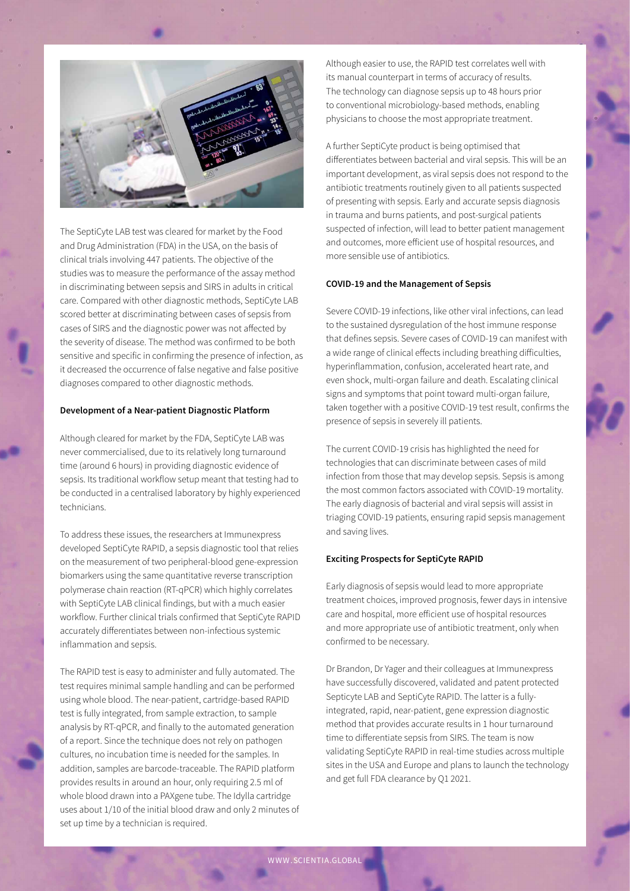The SeptiCyte LAB test was cleared for market by the Food and Drug Administration (FDA) in the USA, on the basis of clinical trials involving 447 patients. The objective of the studies was to measure the performance of the assay method in discriminating between sepsis and SIRS in adults in critical care. Compared with other diagnostic methods, SeptiCyte LAB scored better at discriminating between cases of sepsis from cases of SIRS and the diagnostic power was not affected by the severity of disease. The method was confirmed to be both sensitive and specific in confirming the presence of infection, as it decreased the occurrence of false negative and false positive diagnoses compared to other diagnostic methods.

**Development of a Near-patient Diagnostic Platform**

Although cleared for market by the FDA, SeptiCyte LAB was never commercialised, due to its relatively long turnaround time (around 6 hours) in providing diagnostic evidence of sepsis. Its traditional workflow setup meant that testing had to be conducted in a centralised laboratory by highly experienced technicians.

To address these issues, the researchers at Immunexpress developed SeptiCyte RAPID, a sepsis diagnostic tool that relies on the measurement of two peripheral-blood gene-expression biomarkers using the same quantitative reverse transcription polymerase chain reaction (RT-qPCR) which highly correlates with SeptiCyte LAB clinical findings, but with a much easier workflow. Further clinical trials confirmed that SeptiCyte RAPID accurately differentiates between non-infectious systemic inflammation and sepsis.

The RAPID test is easy to administer and fully automated. The test requires minimal sample handling and can be performed using whole blood. The near-patient, cartridge-based RAPID test is fully integrated, from sample extraction, to sample analysis by RT-qPCR, and finally to the automated generation of a report. Since the technique does not rely on pathogen cultures, no incubation time is needed for the samples. In addition, samples are barcode-traceable. The RAPID platform provides results in around an hour, only requiring 2.5 ml of whole blood drawn into a PAXgene tube. The Idylla cartridge uses about 1/10 of the initial blood draw and only 2 minutes of set up time by a technician is required.

Although easier to use, the RAPID test correlates well with its manual counterpart in terms of accuracy of results. The technology can diagnose sepsis up to 48 hours prior to conventional microbiology-based methods, enabling physicians to choose the most appropriate treatment.

A further SeptiCyte product is being optimised that differentiates between bacterial and viral sepsis. This will be an important development, as viral sepsis does not respond to the antibiotic treatments routinely given to all patients suspected of presenting with sepsis. Early and accurate sepsis diagnosis in trauma and burns patients, and post-surgical patients suspected of infection, will lead to better patient management and outcomes, more efficient use of hospital resources, and more sensible use of antibiotics.

**COVID-19 and the Management of Sepsis**

Severe COVID-19 infections, like other viral infections, can lead to the sustained dysregulation of the host immune response that defines sepsis. Severe cases of COVID-19 can manifest with a wide range of clinical effects including breathing difficulties, hyperinflammation, confusion, accelerated heart rate, and even shock, multi-organ failure and death. Escalating clinical signs and symptoms that point toward multi-organ failure, taken together with a positive COVID-19 test result, confirms the presence of sepsis in severely ill patients.

The current COVID-19 crisis has highlighted the need for technologies that can discriminate between cases of mild infection from those that may develop sepsis. Sepsis is among the most common factors associated with COVID-19 mortality. The early diagnosis of bacterial and viral sepsis will assist in triaging COVID-19 patients, ensuring rapid sepsis management and saving lives.

**Exciting Prospects for SeptiCyte RAPID**

Early diagnosis of sepsis would lead to more appropriate treatment choices, improved prognosis, fewer days in intensive care and hospital, more efficient use of hospital resources and more appropriate use of antibiotic treatment, only when confirmed to be necessary.

Dr Brandon, Dr Yager and their colleagues at Immunexpress have successfully discovered, validated and patent protected Septicyte LAB and SeptiCyte RAPID. The latter is a fully-integrated, rapid, near-patient, gene expression diagnostic method that provides accurate results in 1 hour turnaround time to differentiate sepsis from SIRS. The team is now validating SeptiCyte RAPID in real-time studies across multiple sites in the USA and Europe and plans to launch the technology and get full FDA clearance by Q1 2021.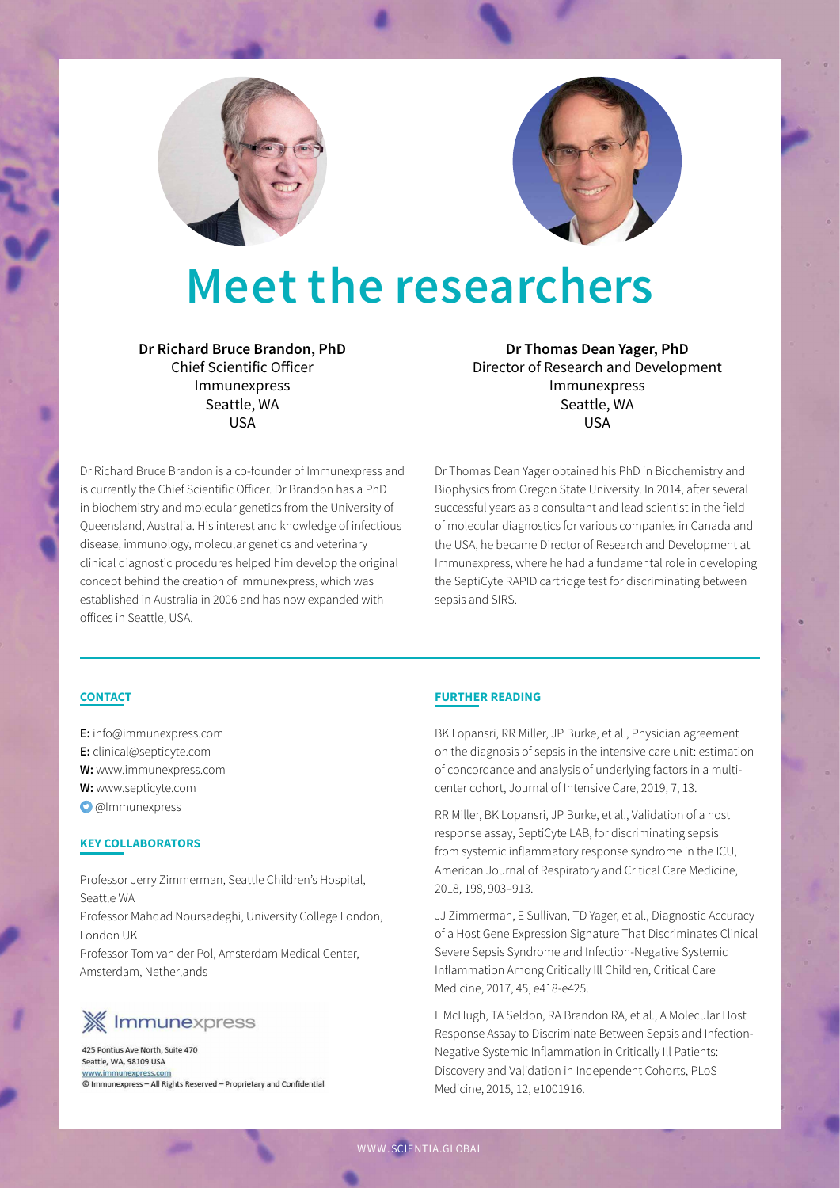# Meet the researchers

**Dr Richard Bruce Brandon, PhD**
Chief Scientific Officer
Immunexpress
Seattle, WA
USA

Dr Richard Bruce Brandon is a co-founder of Immunexpress and is currently the Chief Scientific Officer. Dr Brandon has a PhD in biochemistry and molecular genetics from the University of Queensland, Australia. His interest and knowledge of infectious disease, immunology, molecular genetics and veterinary clinical diagnostic procedures helped him develop the original concept behind the creation of Immunexpress, which was established in Australia in 2006 and has now expanded with offices in Seattle, USA.

**Dr Thomas Dean Yager, PhD**
Director of Research and Development
Immunexpress
Seattle, WA
USA

Dr Thomas Dean Yager obtained his PhD in Biochemistry and Biophysics from Oregon State University. In 2014, after several successful years as a consultant and lead scientist in the field of molecular diagnostics for various companies in Canada and the USA, he became Director of Research and Development at Immunexpress, where he had a fundamental role in developing the SeptiCyte RAPID cartridge test for discriminating between sepsis and SIRS.

### CONTACT

**E:** info@immunexpress.com
**E:** clinical@septicyte.com
**W:** www.immunexpress.com
**W:** www.septicyte.com
@Immunexpress

### KEY COLLABORATORS

Professor Jerry Zimmerman, Seattle Children's Hospital, Seattle WA
Professor Mahdad Noursadeghi, University College London, London UK
Professor Tom van der Pol, Amsterdam Medical Center, Amsterdam, Netherlands

Immunexpress
425 Pontius Ave North, Suite 470
Seattle, WA, 98109 USA
www.immunexpress.com
© Immunexpress – All Rights Reserved – Proprietary and Confidential

### FURTHER READING

BK Lopansri, RR Miller, JP Burke, et al., Physician agreement on the diagnosis of sepsis in the intensive care unit: estimation of concordance and analysis of underlying factors in a multicenter cohort, Journal of Intensive Care, 2019, 7, 13.

RR Miller, BK Lopansri, JP Burke, et al., Validation of a host response assay, SeptiCyte LAB, for discriminating sepsis from systemic inflammatory response syndrome in the ICU, American Journal of Respiratory and Critical Care Medicine, 2018, 198, 903–913.

JJ Zimmerman, E Sullivan, TD Yager, et al., Diagnostic Accuracy of a Host Gene Expression Signature That Discriminates Clinical Severe Sepsis Syndrome and Infection-Negative Systemic Inflammation Among Critically Ill Children, Critical Care Medicine, 2017, 45, e418-e425.

L McHugh, TA Seldon, RA Brandon RA, et al., A Molecular Host Response Assay to Discriminate Between Sepsis and Infection-Negative Systemic Inflammation in Critically Ill Patients: Discovery and Validation in Independent Cohorts, PLoS Medicine, 2015, 12, e1001916.